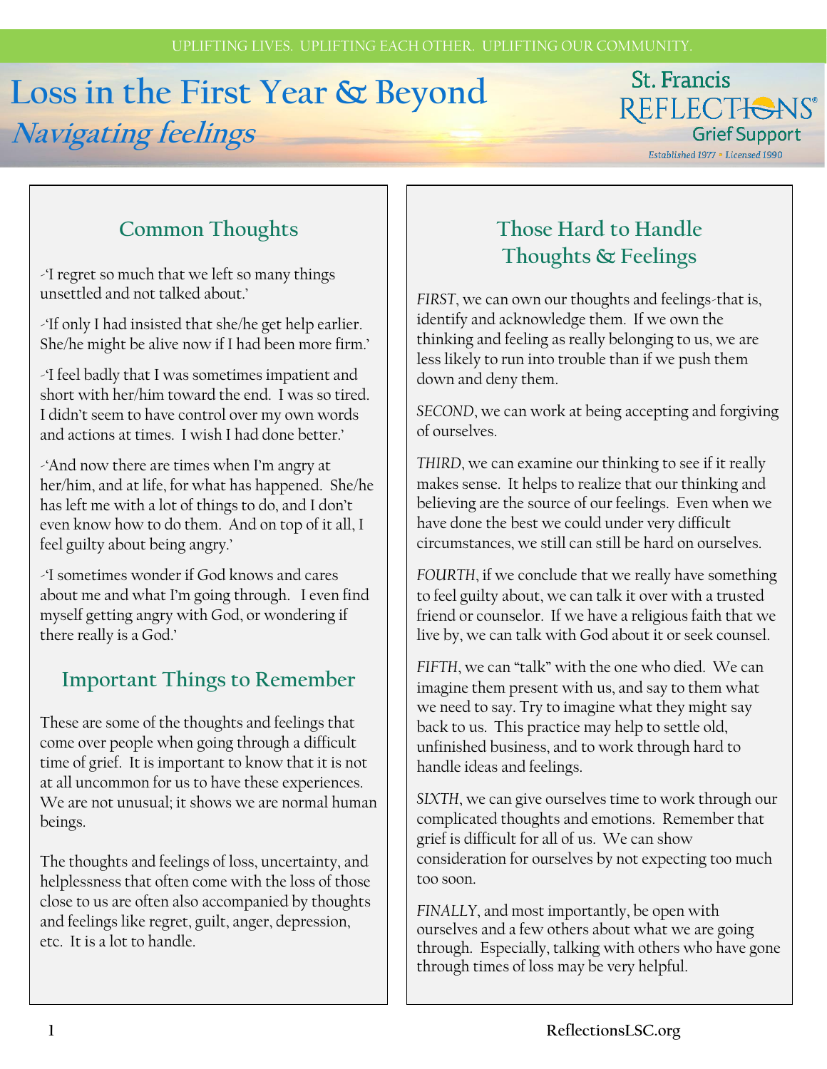UPLIFTING LIVES. UPLIFTING EACH OTHER. UPLIFTING OUR COMMUNITY.

# Loss in the First Year & Beyond

## *Navigating feelings*

St. Francis REFLECTIONS® Grief Support

*Established 1977 • Licensed 1990*

## Common Thoughts

-'I regret so much that we left so many things unsettled and not talked about.'

-'If only I had insisted that she/he get help earlier. She/he might be alive now if I had been more firm.'

-'I feel badly that I was sometimes impatient and short with her/him toward the end. I was so tired. I didn't seem to have control over my own words and actions at times. I wish I had done better.'

-'And now there are times when I'm angry at her/him, and at life, for what has happened. She/he has left me with a lot of things to do, and I don't even know how to do them. And on top of it all, I feel guilty about being angry.'

-'I sometimes wonder if God knows and cares about me and what I'm going through. I even find myself getting angry with God, or wondering if there really is a God.'

## Important Things to Remember

These are some of the thoughts and feelings that come over people when going through a difficult time of grief. It is important to know that it is not at all uncommon for us to have these experiences. We are not unusual; it shows we are normal human beings.

The thoughts and feelings of loss, uncertainty, and helplessness that often come with the loss of those close to us are often also accompanied by thoughts and feelings like regret, guilt, anger, depression, etc. It is a lot to handle.

## Those Hard to Handle Thoughts & Feelings

*FIRST*, we can own our thoughts and feelings-that is, identify and acknowledge them. If we own the thinking and feeling as really belonging to us, we are less likely to run into trouble than if we push them down and deny them.

*SECOND*, we can work at being accepting and forgiving of ourselves.

*THIRD*, we can examine our thinking to see if it really makes sense. It helps to realize that our thinking and believing are the source of our feelings. Even when we have done the best we could under very difficult circumstances, we still can still be hard on ourselves.

*FOURTH*, if we conclude that we really have something to feel guilty about, we can talk it over with a trusted friend or counselor. If we have a religious faith that we live by, we can talk with God about it or seek counsel.

*FIFTH*, we can "talk" with the one who died. We can imagine them present with us, and say to them what we need to say. Try to imagine what they might say back to us. This practice may help to settle old, unfinished business, and to work through hard to handle ideas and feelings.

*SIXTH*, we can give ourselves time to work through our complicated thoughts and emotions. Remember that grief is difficult for all of us. We can show consideration for ourselves by not expecting too much too soon.

*FINALLY*, and most importantly, be open with ourselves and a few others about what we are going through. Especially, talking with others who have gone through times of loss may be very helpful.

ReflectionsLSC.org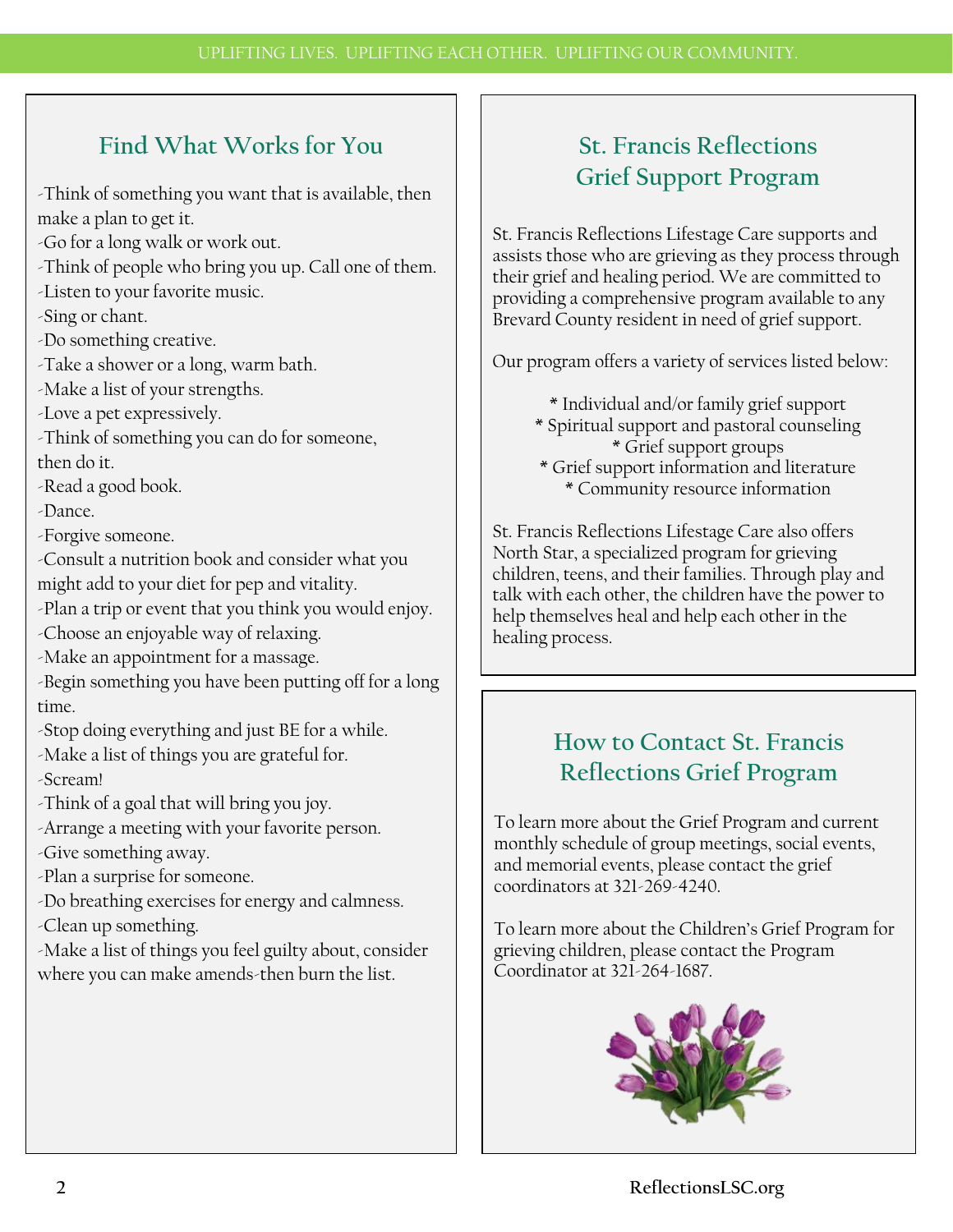UPLIFTING LIVES. UPLIFTING EACH OTHER. UPLIFTING OUR COMMUNITY.

## Find What Works for You

-Think of something you want that is available, then make a plan to get it.
-Go for a long walk or work out.
-Think of people who bring you up. Call one of them.
-Listen to your favorite music.
-Sing or chant.
-Do something creative.
-Take a shower or a long, warm bath.
-Make a list of your strengths.
-Love a pet expressively.
-Think of something you can do for someone, then do it.
-Read a good book.
-Dance.
-Forgive someone.
-Consult a nutrition book and consider what you might add to your diet for pep and vitality.
-Plan a trip or event that you think you would enjoy.
-Choose an enjoyable way of relaxing.
-Make an appointment for a massage.
-Begin something you have been putting off for a long time.
-Stop doing everything and just BE for a while.
-Make a list of things you are grateful for.
-Scream!
-Think of a goal that will bring you joy.
-Arrange a meeting with your favorite person.
-Give something away.
-Plan a surprise for someone.
-Do breathing exercises for energy and calmness.
-Clean up something.
-Make a list of things you feel guilty about, consider where you can make amends-then burn the list.

## St. Francis Reflections Grief Support Program

St. Francis Reflections Lifestage Care supports and assists those who are grieving as they process through their grief and healing period. We are committed to providing a comprehensive program available to any Brevard County resident in need of grief support.

Our program offers a variety of services listed below:

* Individual and/or family grief support
* Spiritual support and pastoral counseling
* Grief support groups
* Grief support information and literature
* Community resource information

St. Francis Reflections Lifestage Care also offers North Star, a specialized program for grieving children, teens, and their families. Through play and talk with each other, the children have the power to help themselves heal and help each other in the healing process.

## How to Contact St. Francis Reflections Grief Program

To learn more about the Grief Program and current monthly schedule of group meetings, social events, and memorial events, please contact the grief coordinators at 321-269-4240.

To learn more about the Children's Grief Program for grieving children, please contact the Program Coordinator at 321-264-1687.

ReflectionsLSC.org